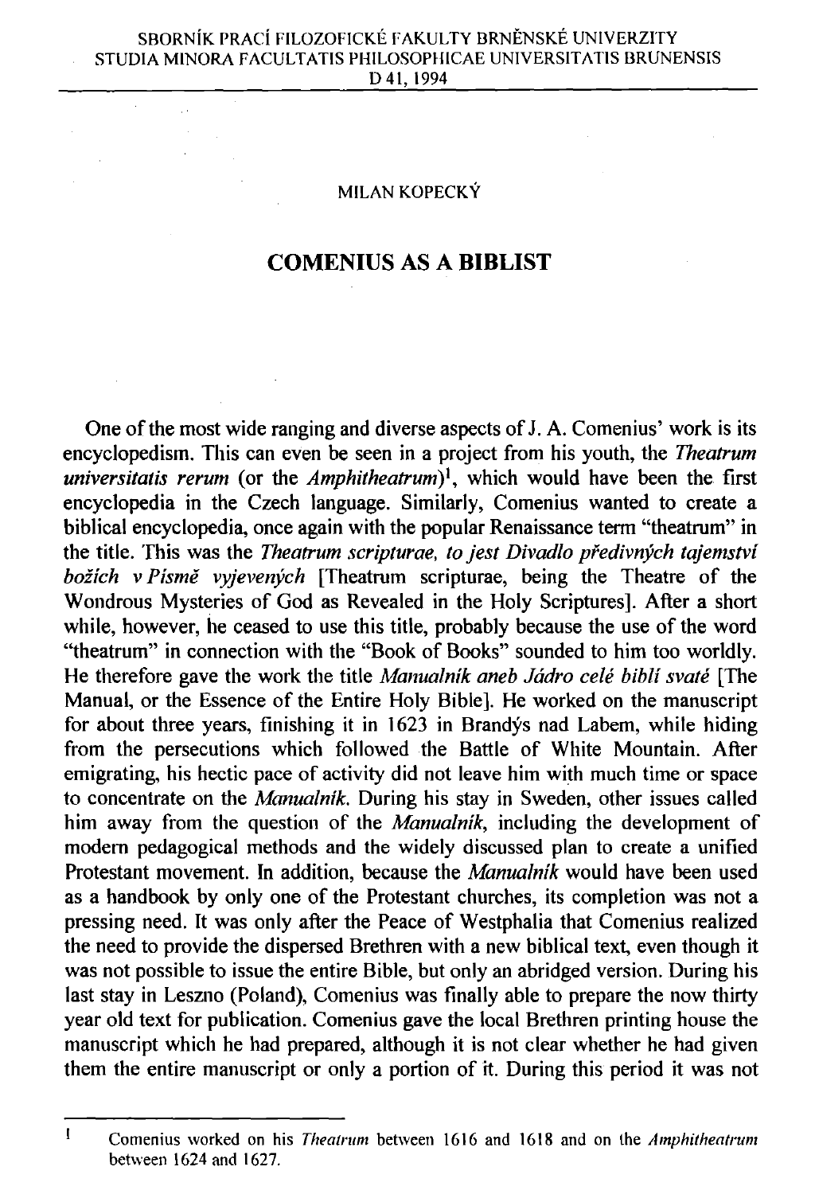MILAN KOPECKÝ

# COMENIUS AS A BIBLIST

One of the most wide ranging and diverse aspects of J. A. Comenius' work is its encyclopedism. This can even be seen in a project from his youth, the *Theatrum universitatis rerum* (or the *Amphitheatrum*)[1], which would have been the first encyclopedia in the Czech language. Similarly, Comenius wanted to create a biblical encyclopedia, once again with the popular Renaissance term "theatrum" in the title. This was the *Theatrum scripturae, to jest Divadlo předivných tajemství božích v Písmě vyjevených* [Theatrum scripturae, being the Theatre of the Wondrous Mysteries of God as Revealed in the Holy Scriptures]. After a short while, however, he ceased to use this title, probably because the use of the word "theatrum" in connection with the "Book of Books" sounded to him too worldly. He therefore gave the work the title *Manualník aneb Jádro celé biblí svaté* [The Manual, or the Essence of the Entire Holy Bible]. He worked on the manuscript for about three years, finishing it in 1623 in Brandýs nad Labem, while hiding from the persecutions which followed the Battle of White Mountain. After emigrating, his hectic pace of activity did not leave him with much time or space to concentrate on the *Manualník*. During his stay in Sweden, other issues called him away from the question of the *Manualník*, including the development of modern pedagogical methods and the widely discussed plan to create a unified Protestant movement. In addition, because the *Manualník* would have been used as a handbook by only one of the Protestant churches, its completion was not a pressing need. It was only after the Peace of Westphalia that Comenius realized the need to provide the dispersed Brethren with a new biblical text, even though it was not possible to issue the entire Bible, but only an abridged version. During his last stay in Leszno (Poland), Comenius was finally able to prepare the now thirty year old text for publication. Comenius gave the local Brethren printing house the manuscript which he had prepared, although it is not clear whether he had given them the entire manuscript or only a portion of it. During this period it was not

---

[1] Comenius worked on his *Theatrum* between 1616 and 1618 and on the *Amphitheatrum* between 1624 and 1627.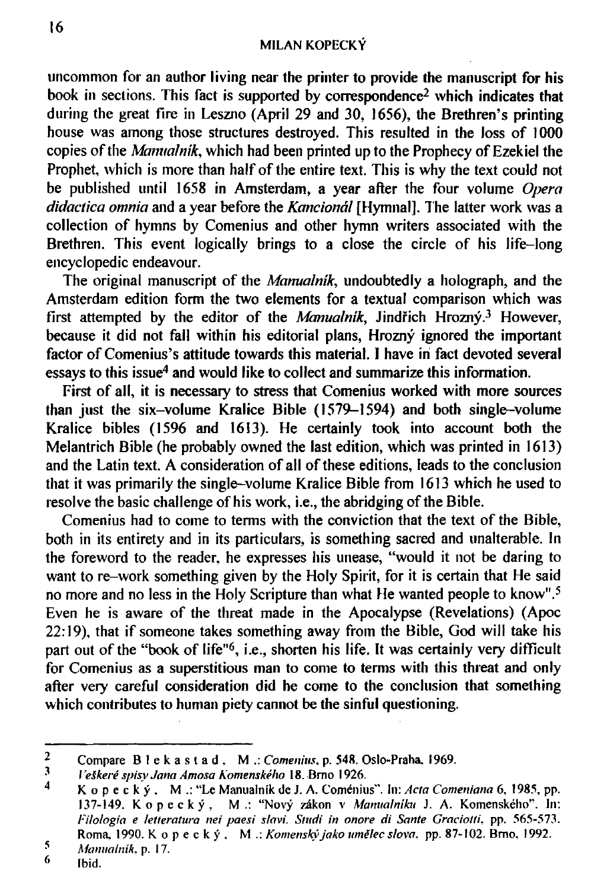uncommon for an author living near the printer to provide the manuscript for his book in sections. This fact is supported by correspondence[2] which indicates that during the great fire in Leszno (April 29 and 30, 1656), the Brethren's printing house was among those structures destroyed. This resulted in the loss of 1000 copies of the *Manualnik*, which had been printed up to the Prophecy of Ezekiel the Prophet, which is more than half of the entire text. This is why the text could not be published until 1658 in Amsterdam, a year after the four volume *Opera didactica omnia* and a year before the *Kancionál* [Hymnal]. The latter work was a collection of hymns by Comenius and other hymn writers associated with the Brethren. This event logically brings to a close the circle of his life–long encyclopedic endeavour.

The original manuscript of the *Manualník*, undoubtedly a holograph, and the Amsterdam edition form the two elements for a textual comparison which was first attempted by the editor of the *Manualník*, Jindřich Hrozný.[3] However, because it did not fall within his editorial plans, Hrozný ignored the important factor of Comenius's attitude towards this material. I have in fact devoted several essays to this issue[4] and would like to collect and summarize this information.

First of all, it is necessary to stress that Comenius worked with more sources than just the six–volume Kralice Bible (1579–1594) and both single–volume Kralice bibles (1596 and 1613). He certainly took into account both the Melantrich Bible (he probably owned the last edition, which was printed in 1613) and the Latin text. A consideration of all of these editions, leads to the conclusion that it was primarily the single–volume Kralice Bible from 1613 which he used to resolve the basic challenge of his work, i.e., the abridging of the Bible.

Comenius had to come to terms with the conviction that the text of the Bible, both in its entirety and in its particulars, is something sacred and unalterable. In the foreword to the reader, he expresses his unease, "would it not be daring to want to re–work something given by the Holy Spirit, for it is certain that He said no more and no less in the Holy Scripture than what He wanted people to know".[5] Even he is aware of the threat made in the Apocalypse (Revelations) (Apoc 22:19), that if someone takes something away from the Bible, God will take his part out of the "book of life"[6], i.e., shorten his life. It was certainly very difficult for Comenius as a superstitious man to come to terms with this threat and only after very careful consideration did he come to the conclusion that something which contributes to human piety cannot be the sinful questioning.

---

[2] Compare B l e k a s t a d , M .: *Comenius*, p. 548. Oslo-Praha, 1969.

[3] *Veškeré spisy Jana Amosa Komenského* 18. Brno 1926.

[4] K o p e c k ý , M .: "Le Manualnik de J. A. Coménius". In: *Acta Comeniana* 6, 1985, pp. 137-149. K o p e c k ý , M .: "Nový zákon v *Manualníku* J. A. Komenského". In: *Filologia e letteratura nei paesi slavi. Studi in onore di Sante Graciotti*, pp. 565-573. Roma, 1990. K o p e c k ý , M .: *Komenský jako umělec slova*, pp. 87-102. Brno, 1992.

[5] *Manualník*, p. 17.

[6] Ibid.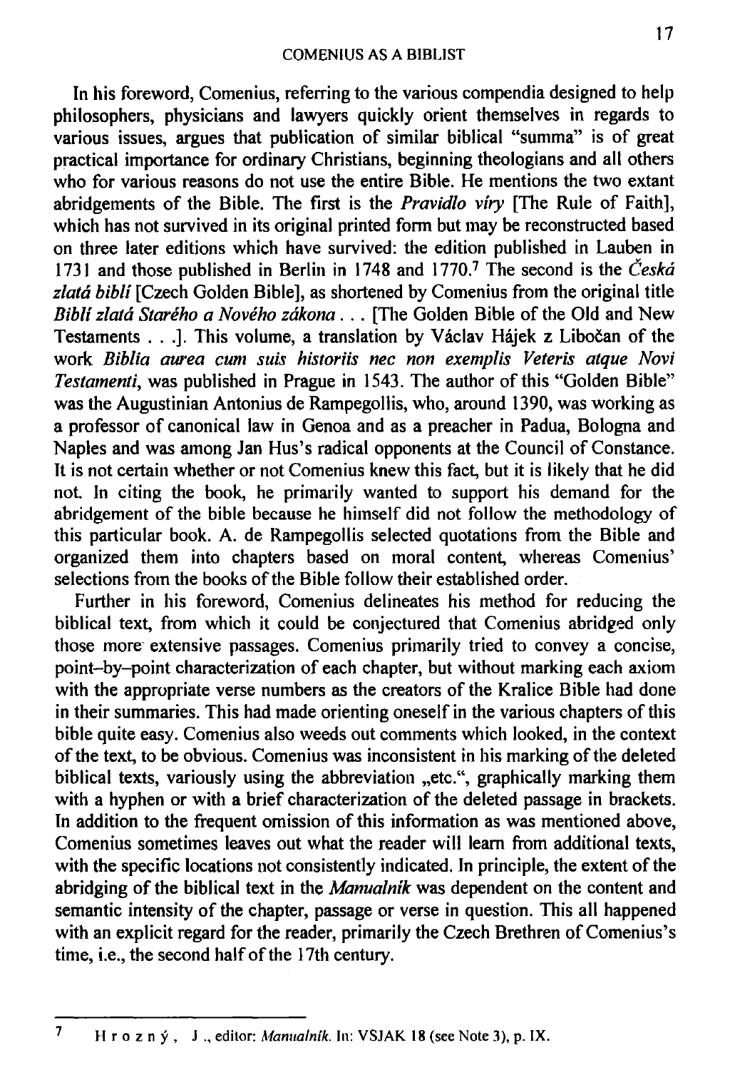In his foreword, Comenius, referring to the various compendia designed to help philosophers, physicians and lawyers quickly orient themselves in regards to various issues, argues that publication of similar biblical "summa" is of great practical importance for ordinary Christians, beginning theologians and all others who for various reasons do not use the entire Bible. He mentions the two extant abridgements of the Bible. The first is the *Pravidlo víry* [The Rule of Faith], which has not survived in its original printed form but may be reconstructed based on three later editions which have survived: the edition published in Lauben in 1731 and those published in Berlin in 1748 and 1770.[7] The second is the *Česká zlatá biblí* [Czech Golden Bible], as shortened by Comenius from the original title *Biblí zlatá Starého a Nového zákona . . .* [The Golden Bible of the Old and New Testaments . . .]. This volume, a translation by Václav Hájek z Libočan of the work *Biblia aurea cum suis historiis nec non exemplis Veteris atque Novi Testamenti*, was published in Prague in 1543. The author of this "Golden Bible" was the Augustinian Antonius de Rampegollis, who, around 1390, was working as a professor of canonical law in Genoa and as a preacher in Padua, Bologna and Naples and was among Jan Hus's radical opponents at the Council of Constance. It is not certain whether or not Comenius knew this fact, but it is likely that he did not. In citing the book, he primarily wanted to support his demand for the abridgement of the bible because he himself did not follow the methodology of this particular book. A. de Rampegollis selected quotations from the Bible and organized them into chapters based on moral content, whereas Comenius' selections from the books of the Bible follow their established order.

Further in his foreword, Comenius delineates his method for reducing the biblical text, from which it could be conjectured that Comenius abridged only those more extensive passages. Comenius primarily tried to convey a concise, point–by–point characterization of each chapter, but without marking each axiom with the appropriate verse numbers as the creators of the Kralice Bible had done in their summaries. This had made orienting oneself in the various chapters of this bible quite easy. Comenius also weeds out comments which looked, in the context of the text, to be obvious. Comenius was inconsistent in his marking of the deleted biblical texts, variously using the abbreviation „etc.", graphically marking them with a hyphen or with a brief characterization of the deleted passage in brackets. In addition to the frequent omission of this information as was mentioned above, Comenius sometimes leaves out what the reader will learn from additional texts, with the specific locations not consistently indicated. In principle, the extent of the abridging of the biblical text in the *Manualník* was dependent on the content and semantic intensity of the chapter, passage or verse in question. This all happened with an explicit regard for the reader, primarily the Czech Brethren of Comenius's time, i.e., the second half of the 17th century.

---

[7] H r o z n ý , J ., editor: *Manualník*. In: VSJAK 18 (see Note 3), p. IX.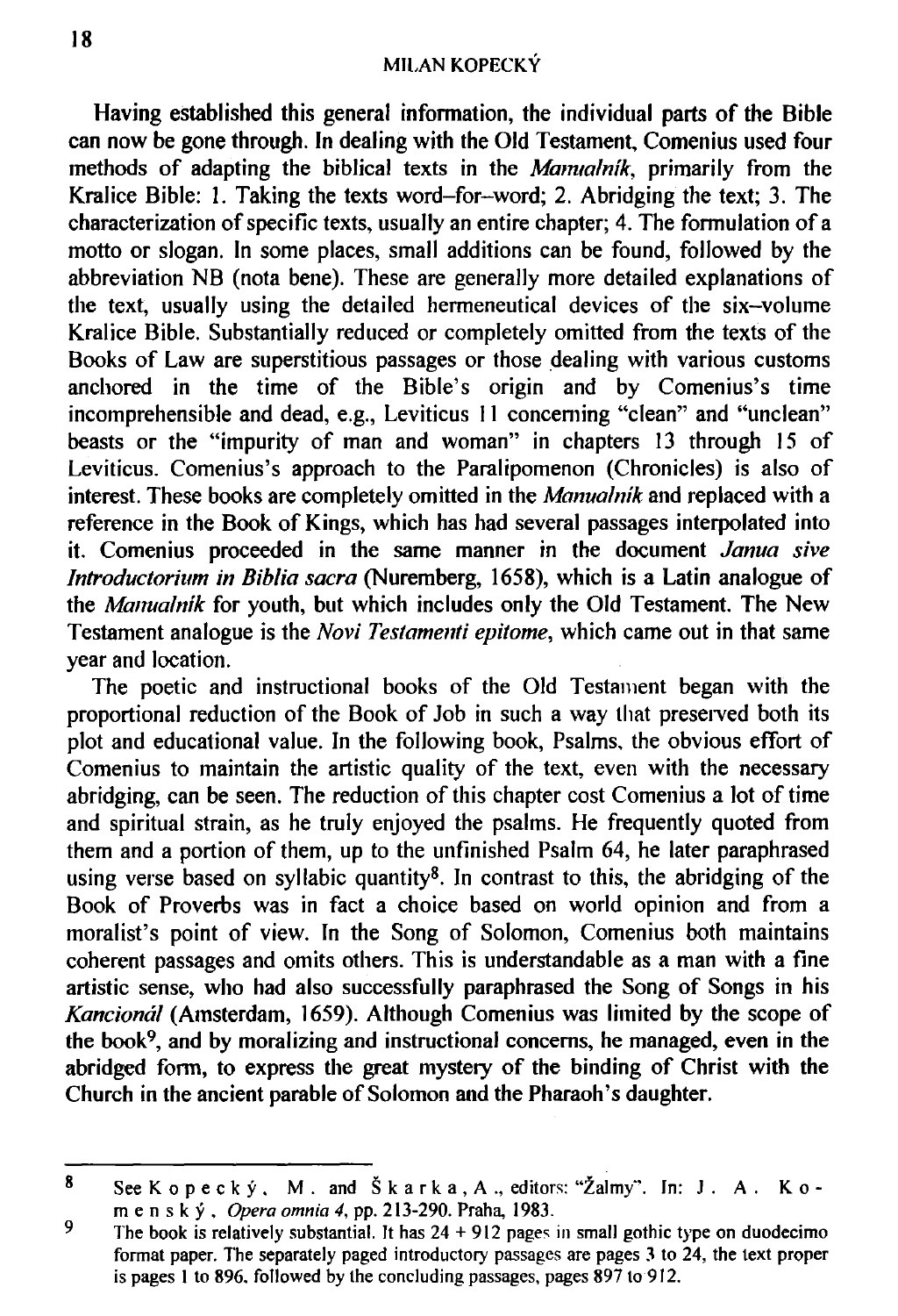Having established this general information, the individual parts of the Bible can now be gone through. In dealing with the Old Testament, Comenius used four methods of adapting the biblical texts in the *Manualník*, primarily from the Kralice Bible: 1. Taking the texts word–for–word; 2. Abridging the text; 3. The characterization of specific texts, usually an entire chapter; 4. The formulation of a motto or slogan. In some places, small additions can be found, followed by the abbreviation NB (nota bene). These are generally more detailed explanations of the text, usually using the detailed hermeneutical devices of the six–volume Kralice Bible. Substantially reduced or completely omitted from the texts of the Books of Law are superstitious passages or those dealing with various customs anchored in the time of the Bible's origin and by Comenius's time incomprehensible and dead, e.g., Leviticus 11 concerning "clean" and "unclean" beasts or the "impurity of man and woman" in chapters 13 through 15 of Leviticus. Comenius's approach to the Paralipomenon (Chronicles) is also of interest. These books are completely omitted in the *Manualník* and replaced with a reference in the Book of Kings, which has had several passages interpolated into it. Comenius proceeded in the same manner in the document *Janua sive Introductorium in Biblia sacra* (Nuremberg, 1658), which is a Latin analogue of the *Manualník* for youth, but which includes only the Old Testament. The New Testament analogue is the *Novi Testamenti epitome*, which came out in that same year and location.

The poetic and instructional books of the Old Testament began with the proportional reduction of the Book of Job in such a way that preserved both its plot and educational value. In the following book, Psalms, the obvious effort of Comenius to maintain the artistic quality of the text, even with the necessary abridging, can be seen. The reduction of this chapter cost Comenius a lot of time and spiritual strain, as he truly enjoyed the psalms. He frequently quoted from them and a portion of them, up to the unfinished Psalm 64, he later paraphrased using verse based on syllabic quantity[8]. In contrast to this, the abridging of the Book of Proverbs was in fact a choice based on world opinion and from a moralist's point of view. In the Song of Solomon, Comenius both maintains coherent passages and omits others. This is understandable as a man with a fine artistic sense, who had also successfully paraphrased the Song of Songs in his *Kancionál* (Amsterdam, 1659). Although Comenius was limited by the scope of the book[9], and by moralizing and instructional concerns, he managed, even in the abridged form, to express the great mystery of the binding of Christ with the Church in the ancient parable of Solomon and the Pharaoh's daughter.

---

8 See K o p e c k ý , M . and Š k a r k a , A ., editors: "Žalmy". In: J . A . K o m e n s k ý , *Opera omnia 4*, pp. 213-290. Praha, 1983.

9 The book is relatively substantial. It has 24 + 912 pages in small gothic type on duodecimo format paper. The separately paged introductory passages are pages 3 to 24, the text proper is pages 1 to 896, followed by the concluding passages, pages 897 to 912.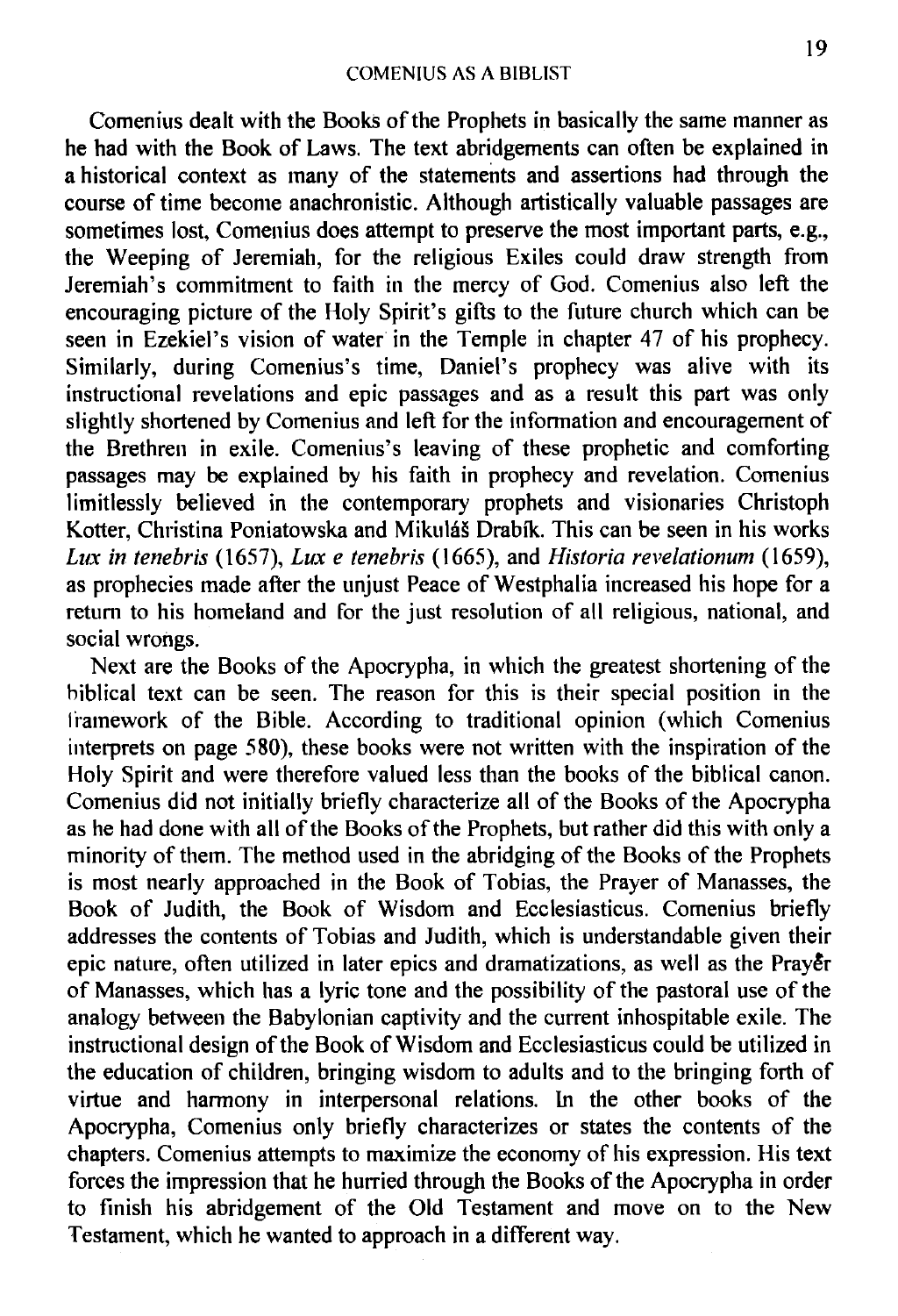Comenius dealt with the Books of the Prophets in basically the same manner as he had with the Book of Laws. The text abridgements can often be explained in a historical context as many of the statements and assertions had through the course of time become anachronistic. Although artistically valuable passages are sometimes lost, Comenius does attempt to preserve the most important parts, e.g., the Weeping of Jeremiah, for the religious Exiles could draw strength from Jeremiah's commitment to faith in the mercy of God. Comenius also left the encouraging picture of the Holy Spirit's gifts to the future church which can be seen in Ezekiel's vision of water in the Temple in chapter 47 of his prophecy. Similarly, during Comenius's time, Daniel's prophecy was alive with its instructional revelations and epic passages and as a result this part was only slightly shortened by Comenius and left for the information and encouragement of the Brethren in exile. Comenius's leaving of these prophetic and comforting passages may be explained by his faith in prophecy and revelation. Comenius limitlessly believed in the contemporary prophets and visionaries Christoph Kotter, Christina Poniatowska and Mikuláš Drabík. This can be seen in his works *Lux in tenebris* (1657), *Lux e tenebris* (1665), and *Historia revelationum* (1659), as prophecies made after the unjust Peace of Westphalia increased his hope for a return to his homeland and for the just resolution of all religious, national, and social wrongs.

Next are the Books of the Apocrypha, in which the greatest shortening of the biblical text can be seen. The reason for this is their special position in the framework of the Bible. According to traditional opinion (which Comenius interprets on page 580), these books were not written with the inspiration of the Holy Spirit and were therefore valued less than the books of the biblical canon. Comenius did not initially briefly characterize all of the Books of the Apocrypha as he had done with all of the Books of the Prophets, but rather did this with only a minority of them. The method used in the abridging of the Books of the Prophets is most nearly approached in the Book of Tobias, the Prayer of Manasses, the Book of Judith, the Book of Wisdom and Ecclesiasticus. Comenius briefly addresses the contents of Tobias and Judith, which is understandable given their epic nature, often utilized in later epics and dramatizations, as well as the Prayer of Manasses, which has a lyric tone and the possibility of the pastoral use of the analogy between the Babylonian captivity and the current inhospitable exile. The instructional design of the Book of Wisdom and Ecclesiasticus could be utilized in the education of children, bringing wisdom to adults and to the bringing forth of virtue and harmony in interpersonal relations. In the other books of the Apocrypha, Comenius only briefly characterizes or states the contents of the chapters. Comenius attempts to maximize the economy of his expression. His text forces the impression that he hurried through the Books of the Apocrypha in order to finish his abridgement of the Old Testament and move on to the New Testament, which he wanted to approach in a different way.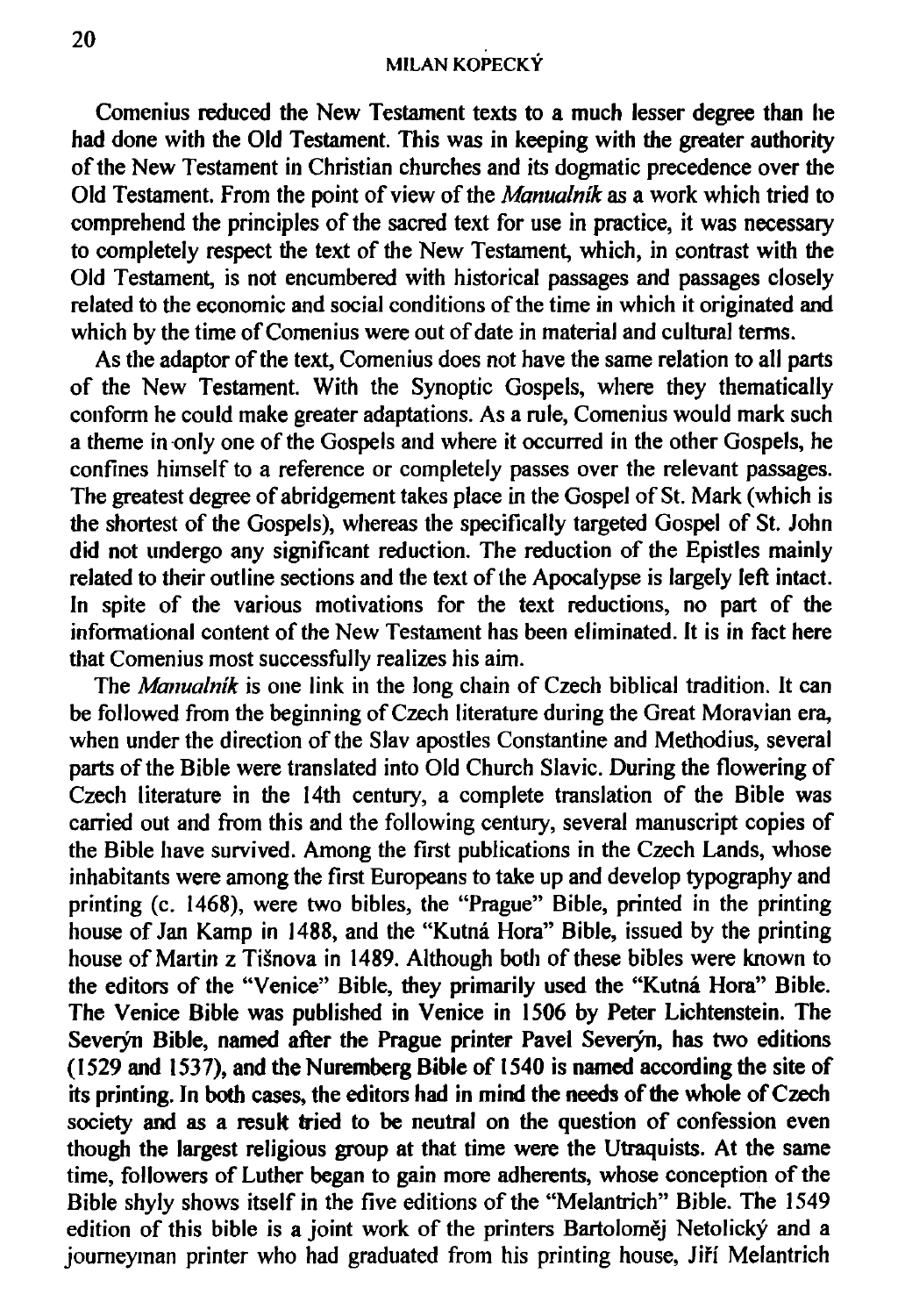Comenius reduced the New Testament texts to a much lesser degree than he had done with the Old Testament. This was in keeping with the greater authority of the New Testament in Christian churches and its dogmatic precedence over the Old Testament. From the point of view of the *Manualník* as a work which tried to comprehend the principles of the sacred text for use in practice, it was necessary to completely respect the text of the New Testament, which, in contrast with the Old Testament, is not encumbered with historical passages and passages closely related to the economic and social conditions of the time in which it originated and which by the time of Comenius were out of date in material and cultural terms.

As the adaptor of the text, Comenius does not have the same relation to all parts of the New Testament. With the Synoptic Gospels, where they thematically conform he could make greater adaptations. As a rule, Comenius would mark such a theme in only one of the Gospels and where it occurred in the other Gospels, he confines himself to a reference or completely passes over the relevant passages. The greatest degree of abridgement takes place in the Gospel of St. Mark (which is the shortest of the Gospels), whereas the specifically targeted Gospel of St. John did not undergo any significant reduction. The reduction of the Epistles mainly related to their outline sections and the text of the Apocalypse is largely left intact. In spite of the various motivations for the text reductions, no part of the informational content of the New Testament has been eliminated. It is in fact here that Comenius most successfully realizes his aim.

The *Manualník* is one link in the long chain of Czech biblical tradition. It can be followed from the beginning of Czech literature during the Great Moravian era, when under the direction of the Slav apostles Constantine and Methodius, several parts of the Bible were translated into Old Church Slavic. During the flowering of Czech literature in the 14th century, a complete translation of the Bible was carried out and from this and the following century, several manuscript copies of the Bible have survived. Among the first publications in the Czech Lands, whose inhabitants were among the first Europeans to take up and develop typography and printing (c. 1468), were two bibles, the "Prague" Bible, printed in the printing house of Jan Kamp in 1488, and the "Kutná Hora" Bible, issued by the printing house of Martin z Tišnova in 1489. Although both of these bibles were known to the editors of the "Venice" Bible, they primarily used the "Kutná Hora" Bible. The Venice Bible was published in Venice in 1506 by Peter Lichtenstein. The Severýn Bible, named after the Prague printer Pavel Severýn, has two editions (1529 and 1537), and the Nuremberg Bible of 1540 is named according the site of its printing. In both cases, the editors had in mind the needs of the whole of Czech society and as a result tried to be neutral on the question of confession even though the largest religious group at that time were the Utraquists. At the same time, followers of Luther began to gain more adherents, whose conception of the Bible shyly shows itself in the five editions of the "Melantrich" Bible. The 1549 edition of this bible is a joint work of the printers Bartoloměj Netolický and a journeyman printer who had graduated from his printing house, Jiří Melantrich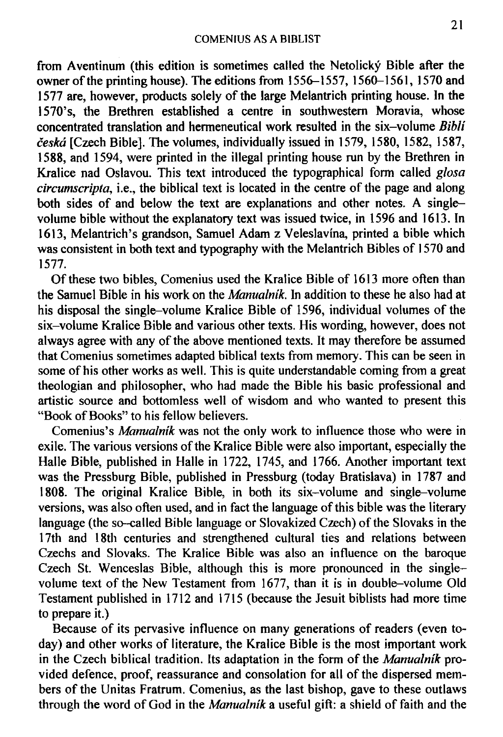from Aventinum (this edition is sometimes called the Netolický Bible after the owner of the printing house). The editions from 1556–1557, 1560–1561, 1570 and 1577 are, however, products solely of the large Melantrich printing house. In the 1570's, the Brethren established a centre in southwestern Moravia, whose concentrated translation and hermeneutical work resulted in the six–volume *Biblí česká* [Czech Bible]. The volumes, individually issued in 1579, 1580, 1582, 1587, 1588, and 1594, were printed in the illegal printing house run by the Brethren in Kralice nad Oslavou. This text introduced the typographical form called *glosa circumscripta*, i.e., the biblical text is located in the centre of the page and along both sides of and below the text are explanations and other notes. A single–volume bible without the explanatory text was issued twice, in 1596 and 1613. In 1613, Melantrich's grandson, Samuel Adam z Veleslavína, printed a bible which was consistent in both text and typography with the Melantrich Bibles of 1570 and 1577.

Of these two bibles, Comenius used the Kralice Bible of 1613 more often than the Samuel Bible in his work on the *Manualník*. In addition to these he also had at his disposal the single–volume Kralice Bible of 1596, individual volumes of the six–volume Kralice Bible and various other texts. His wording, however, does not always agree with any of the above mentioned texts. It may therefore be assumed that Comenius sometimes adapted biblical texts from memory. This can be seen in some of his other works as well. This is quite understandable coming from a great theologian and philosopher, who had made the Bible his basic professional and artistic source and bottomless well of wisdom and who wanted to present this "Book of Books" to his fellow believers.

Comenius's *Manualník* was not the only work to influence those who were in exile. The various versions of the Kralice Bible were also important, especially the Halle Bible, published in Halle in 1722, 1745, and 1766. Another important text was the Pressburg Bible, published in Pressburg (today Bratislava) in 1787 and 1808. The original Kralice Bible, in both its six–volume and single–volume versions, was also often used, and in fact the language of this bible was the literary language (the so–called Bible language or Slovakized Czech) of the Slovaks in the 17th and 18th centuries and strengthened cultural ties and relations between Czechs and Slovaks. The Kralice Bible was also an influence on the baroque Czech St. Wenceslas Bible, although this is more pronounced in the single–volume text of the New Testament from 1677, than it is in double–volume Old Testament published in 1712 and 1715 (because the Jesuit biblists had more time to prepare it.)

Because of its pervasive influence on many generations of readers (even today) and other works of literature, the Kralice Bible is the most important work in the Czech biblical tradition. Its adaptation in the form of the *Manualník* provided defence, proof, reassurance and consolation for all of the dispersed members of the Unitas Fratrum. Comenius, as the last bishop, gave to these outlaws through the word of God in the *Manualník* a useful gift: a shield of faith and the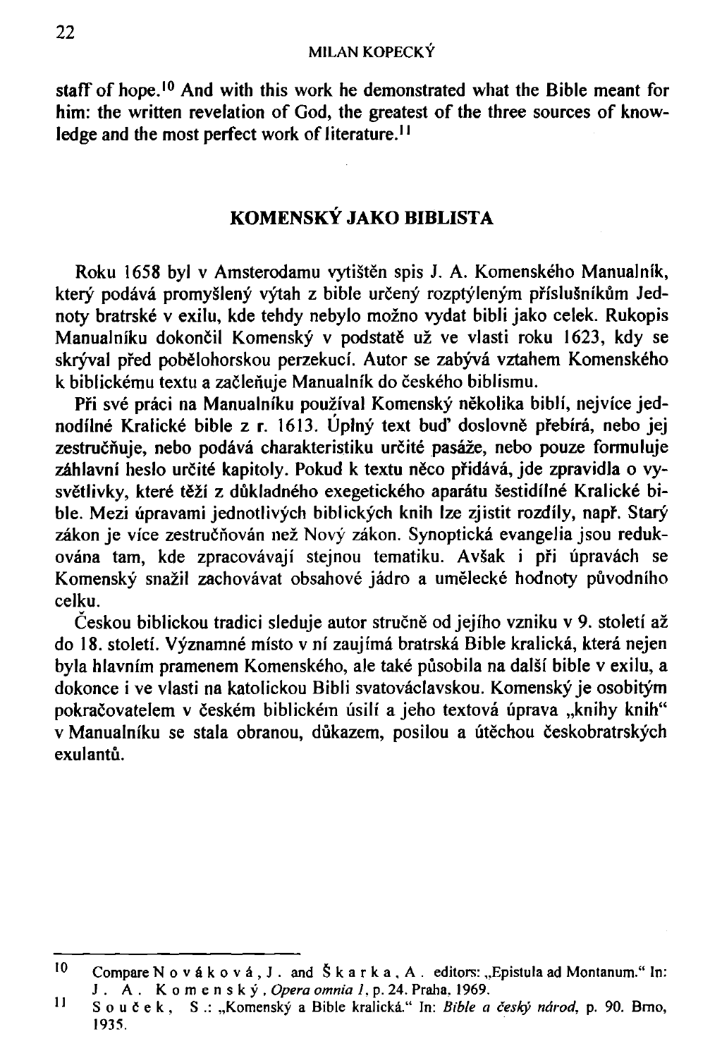staff of hope.[10] And with this work he demonstrated what the Bible meant for him: the written revelation of God, the greatest of the three sources of knowledge and the most perfect work of literature.[11]

## KOMENSKÝ JAKO BIBLISTA

Roku 1658 byl v Amsterodamu vytištěn spis J. A. Komenského Manualník, který podává promyšlený výtah z bible určený rozptýleným příslušníkům Jednoty bratrské v exilu, kde tehdy nebylo možno vydat bibli jako celek. Rukopis Manualníku dokončil Komenský v podstatě už ve vlasti roku 1623, kdy se skrýval před pobělohorskou perzekucí. Autor se zabývá vztahem Komenského k biblickému textu a začleňuje Manualník do českého biblismu.

Při své práci na Manualníku používal Komenský několika biblí, nejvíce jednodílné Kralické bible z r. 1613. Úplný text buď doslovně přebírá, nebo jej zestručňuje, nebo podává charakteristiku určité pasáže, nebo pouze formuluje záhlavní heslo určité kapitoly. Pokud k textu něco přidává, jde zpravidla o vysvětlivky, které těží z důkladného exegetického aparátu šestidílné Kralické bible. Mezi úpravami jednotlivých biblických knih lze zjistit rozdíly, např. Starý zákon je více zestručňován než Nový zákon. Synoptická evangelia jsou redukována tam, kde zpracovávají stejnou tematiku. Avšak i při úpravách se Komenský snažil zachovávat obsahové jádro a umělecké hodnoty původního celku.

Českou biblickou tradici sleduje autor stručně od jejího vzniku v 9. století až do 18. století. Významné místo v ní zaujímá bratrská Bible kralická, která nejen byla hlavním pramenem Komenského, ale také působila na další bible v exilu, a dokonce i ve vlasti na katolickou Bibli svatováclavskou. Komenský je osobitým pokračovatelem v českém biblickém úsilí a jeho textová úprava „knihy knih" v Manualníku se stala obranou, důkazem, posilou a útěchou českobratrských exulantů.

---

[10] Compare Nováková, J. and Škarka, A. editors: „Epistula ad Montanum." In: J. A. Komenský, *Opera omnia 1*, p. 24. Praha, 1969.

[11] Souček, S.: „Komenský a Bible kralická." In: *Bible a český národ*, p. 90. Brno, 1935.